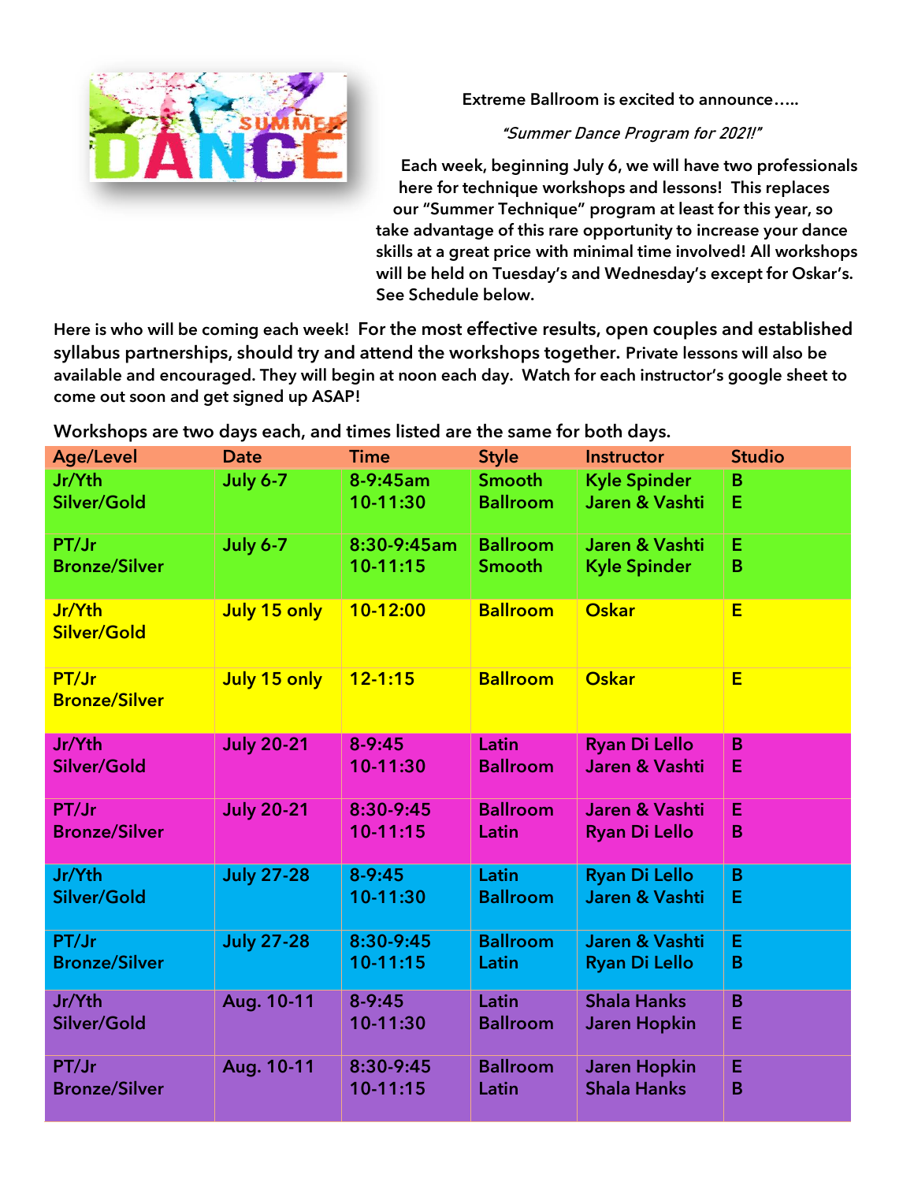Extreme Ballroom is excited to announce…..

*"Summer Dance Program for 2021!"*

Each week, beginning July 6, we will have two professionals here for technique workshops and lessons! This replaces our "Summer Technique" program at least for this year, so take advantage of this rare opportunity to increase your dance skills at a great price with minimal time involved! All workshops will be held on Tuesday's and Wednesday's except for Oskar's. See Schedule below.

Here is who will be coming each week! For the most effective results, open couples and established syllabus partnerships, should try and attend the workshops together. Private lessons will also be available and encouraged. They will begin at noon each day. Watch for each instructor's google sheet to come out soon and get signed up ASAP!

Workshops are two days each, and times listed are the same for both days.

| Age/Level | Date | Time | Style | Instructor | Studio |
|---|---|---|---|---|---|
| Jr/Yth Silver/Gold | July 6-7 | 8-9:45am<br>10-11:30 | Smooth<br>Ballroom | Kyle Spinder<br>Jaren & Vashti | B<br>E |
| PT/Jr Bronze/Silver | July 6-7 | 8:30-9:45am<br>10-11:15 | Ballroom<br>Smooth | Jaren & Vashti<br>Kyle Spinder | E<br>B |
| Jr/Yth Silver/Gold | July 15 only | 10-12:00 | Ballroom | Oskar | E |
| PT/Jr Bronze/Silver | July 15 only | 12-1:15 | Ballroom | Oskar | E |
| Jr/Yth Silver/Gold | July 20-21 | 8-9:45<br>10-11:30 | Latin<br>Ballroom | Ryan Di Lello<br>Jaren & Vashti | B<br>E |
| PT/Jr Bronze/Silver | July 20-21 | 8:30-9:45<br>10-11:15 | Ballroom<br>Latin | Jaren & Vashti<br>Ryan Di Lello | E<br>B |
| Jr/Yth Silver/Gold | July 27-28 | 8-9:45<br>10-11:30 | Latin<br>Ballroom | Ryan Di Lello<br>Jaren & Vashti | B<br>E |
| PT/Jr Bronze/Silver | July 27-28 | 8:30-9:45<br>10-11:15 | Ballroom<br>Latin | Jaren & Vashti<br>Ryan Di Lello | E<br>B |
| Jr/Yth Silver/Gold | Aug. 10-11 | 8-9:45<br>10-11:30 | Latin<br>Ballroom | Shala Hanks<br>Jaren Hopkin | B<br>E |
| PT/Jr Bronze/Silver | Aug. 10-11 | 8:30-9:45<br>10-11:15 | Ballroom<br>Latin | Jaren Hopkin<br>Shala Hanks | E<br>B |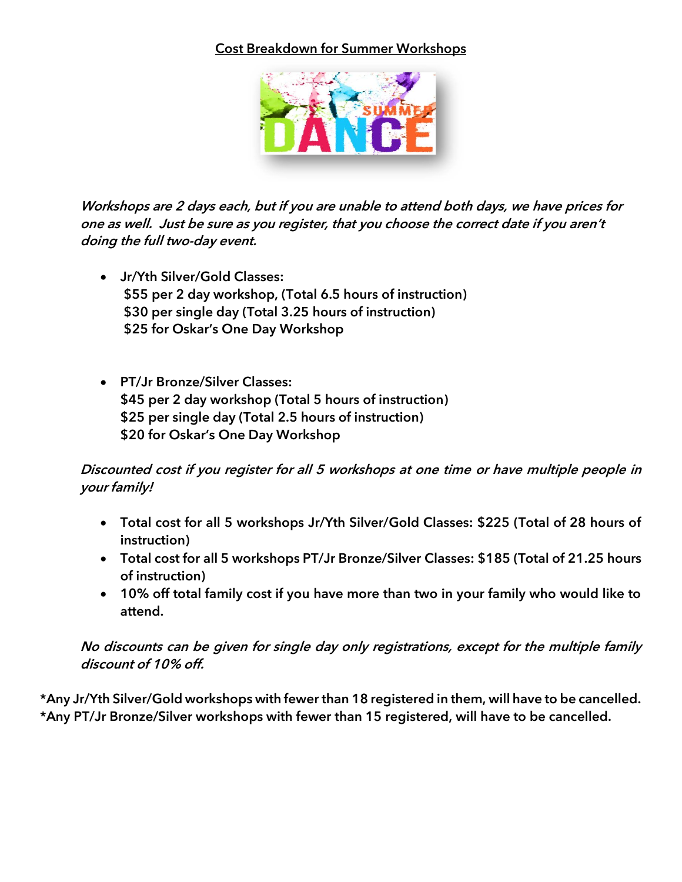## Cost Breakdown for Summer Workshops

*Workshops are 2 days each, but if you are unable to attend both days, we have prices for one as well. Just be sure as you register, that you choose the correct date if you aren't doing the full two-day event.*

- **Jr/Yth Silver/Gold Classes:**
  **$55 per 2 day workshop, (Total 6.5 hours of instruction)**
  **$30 per single day (Total 3.25 hours of instruction)**
  **$25 for Oskar's One Day Workshop**

- **PT/Jr Bronze/Silver Classes:**
  **$45 per 2 day workshop (Total 5 hours of instruction)**
  **$25 per single day (Total 2.5 hours of instruction)**
  **$20 for Oskar's One Day Workshop**

*Discounted cost if you register for all 5 workshops at one time or have multiple people in your family!*

- **Total cost for all 5 workshops Jr/Yth Silver/Gold Classes: $225 (Total of 28 hours of instruction)**
- **Total cost for all 5 workshops PT/Jr Bronze/Silver Classes: $185 (Total of 21.25 hours of instruction)**
- **10% off total family cost if you have more than two in your family who would like to attend.**

*No discounts can be given for single day only registrations, except for the multiple family discount of 10% off.*

**\*Any Jr/Yth Silver/Gold workshops with fewer than 18 registered in them, will have to be cancelled.**
**\*Any PT/Jr Bronze/Silver workshops with fewer than 15 registered, will have to be cancelled.**